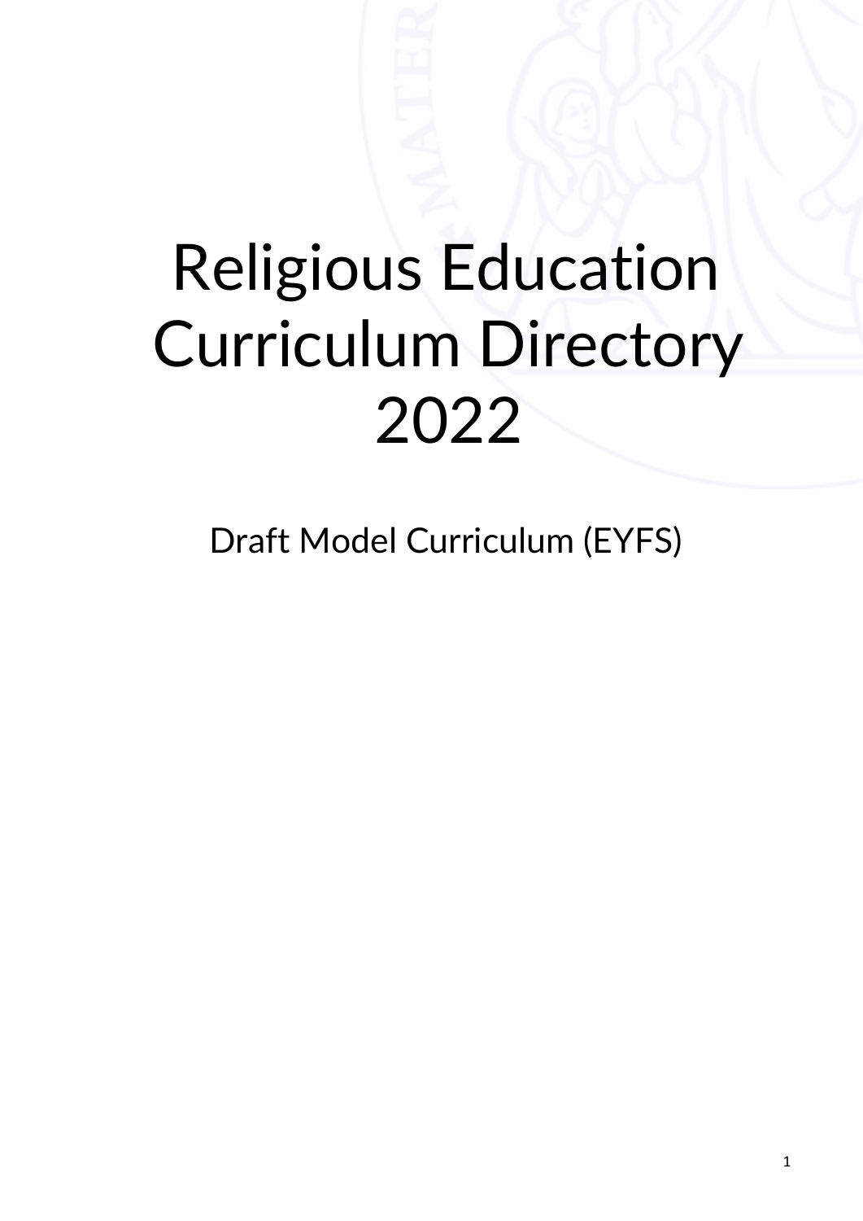# Religious Education Curriculum Directory 2022

## Draft Model Curriculum (EYFS)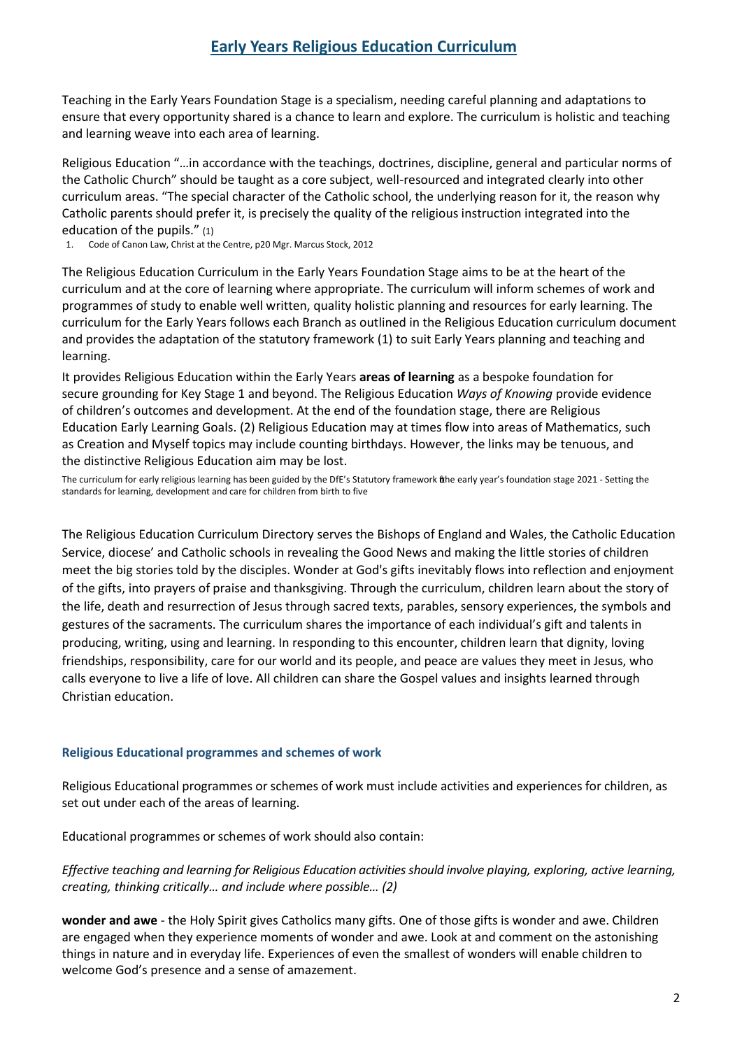# Early Years Religious Education Curriculum

Teaching in the Early Years Foundation Stage is a specialism, needing careful planning and adaptations to ensure that every opportunity shared is a chance to learn and explore. The curriculum is holistic and teaching and learning weave into each area of learning.

Religious Education "…in accordance with the teachings, doctrines, discipline, general and particular norms of the Catholic Church" should be taught as a core subject, well-resourced and integrated clearly into other curriculum areas. "The special character of the Catholic school, the underlying reason for it, the reason why Catholic parents should prefer it, is precisely the quality of the religious instruction integrated into the education of the pupils." (1)

1. Code of Canon Law, Christ at the Centre, p20 Mgr. Marcus Stock, 2012

The Religious Education Curriculum in the Early Years Foundation Stage aims to be at the heart of the curriculum and at the core of learning where appropriate. The curriculum will inform schemes of work and programmes of study to enable well written, quality holistic planning and resources for early learning. The curriculum for the Early Years follows each Branch as outlined in the Religious Education curriculum document and provides the adaptation of the statutory framework (1) to suit Early Years planning and teaching and learning.

It provides Religious Education within the Early Years **areas of learning** as a bespoke foundation for secure grounding for Key Stage 1 and beyond. The Religious Education *Ways of Knowing* provide evidence of children's outcomes and development. At the end of the foundation stage, there are Religious Education Early Learning Goals. (2) Religious Education may at times flow into areas of Mathematics, such as Creation and Myself topics may include counting birthdays. However, the links may be tenuous, and the distinctive Religious Education aim may be lost.

The curriculum for early religious learning has been guided by the DfE's Statutory framework the early year's foundation stage 2021 - Setting the standards for learning, development and care for children from birth to five

The Religious Education Curriculum Directory serves the Bishops of England and Wales, the Catholic Education Service, diocese' and Catholic schools in revealing the Good News and making the little stories of children meet the big stories told by the disciples. Wonder at God's gifts inevitably flows into reflection and enjoyment of the gifts, into prayers of praise and thanksgiving. Through the curriculum, children learn about the story of the life, death and resurrection of Jesus through sacred texts, parables, sensory experiences, the symbols and gestures of the sacraments. The curriculum shares the importance of each individual's gift and talents in producing, writing, using and learning. In responding to this encounter, children learn that dignity, loving friendships, responsibility, care for our world and its people, and peace are values they meet in Jesus, who calls everyone to live a life of love. All children can share the Gospel values and insights learned through Christian education.

### Religious Educational programmes and schemes of work

Religious Educational programmes or schemes of work must include activities and experiences for children, as set out under each of the areas of learning.

Educational programmes or schemes of work should also contain:

*Effective teaching and learning for Religious Education activities should involve playing, exploring, active learning, creating, thinking critically… and include where possible… (2)*

**wonder and awe** - the Holy Spirit gives Catholics many gifts. One of those gifts is wonder and awe. Children are engaged when they experience moments of wonder and awe. Look at and comment on the astonishing things in nature and in everyday life. Experiences of even the smallest of wonders will enable children to welcome God's presence and a sense of amazement.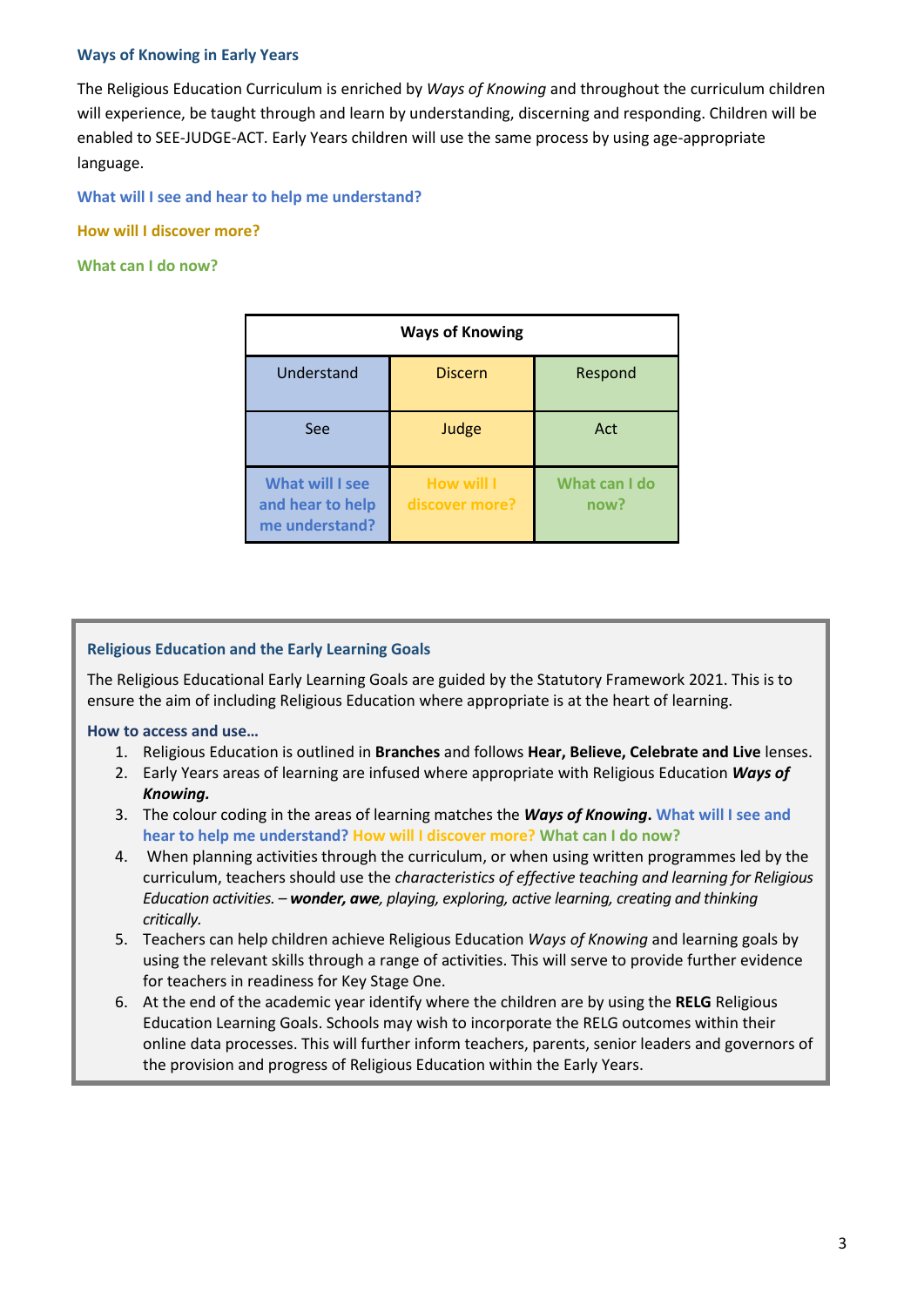### Ways of Knowing in Early Years

The Religious Education Curriculum is enriched by *Ways of Knowing* and throughout the curriculum children will experience, be taught through and learn by understanding, discerning and responding. Children will be enabled to SEE-JUDGE-ACT. Early Years children will use the same process by using age-appropriate language.

**What will I see and hear to help me understand?**

**How will I discover more?**

**What can I do now?**

| Ways of Knowing | | |
|---|---|---|
| Understand | Discern | Respond |
| See | Judge | Act |
| **What will I see and hear to help me understand?** | **How will I discover more?** | **What can I do now?** |

### Religious Education and the Early Learning Goals

The Religious Educational Early Learning Goals are guided by the Statutory Framework 2021. This is to ensure the aim of including Religious Education where appropriate is at the heart of learning.

**How to access and use…**

1. Religious Education is outlined in **Branches** and follows **Hear, Believe, Celebrate and Live** lenses.
2. Early Years areas of learning are infused where appropriate with Religious Education ***Ways of Knowing.***
3. The colour coding in the areas of learning matches the ***Ways of Knowing***. **What will I see and hear to help me understand? How will I discover more? What can I do now?**
4. When planning activities through the curriculum, or when using written programmes led by the curriculum, teachers should use the *characteristics of effective teaching and learning for Religious Education activities. –* ***wonder, awe****, playing, exploring, active learning, creating and thinking critically.*
5. Teachers can help children achieve Religious Education *Ways of Knowing* and learning goals by using the relevant skills through a range of activities. This will serve to provide further evidence for teachers in readiness for Key Stage One.
6. At the end of the academic year identify where the children are by using the **RELG** Religious Education Learning Goals. Schools may wish to incorporate the RELG outcomes within their online data processes. This will further inform teachers, parents, senior leaders and governors of the provision and progress of Religious Education within the Early Years.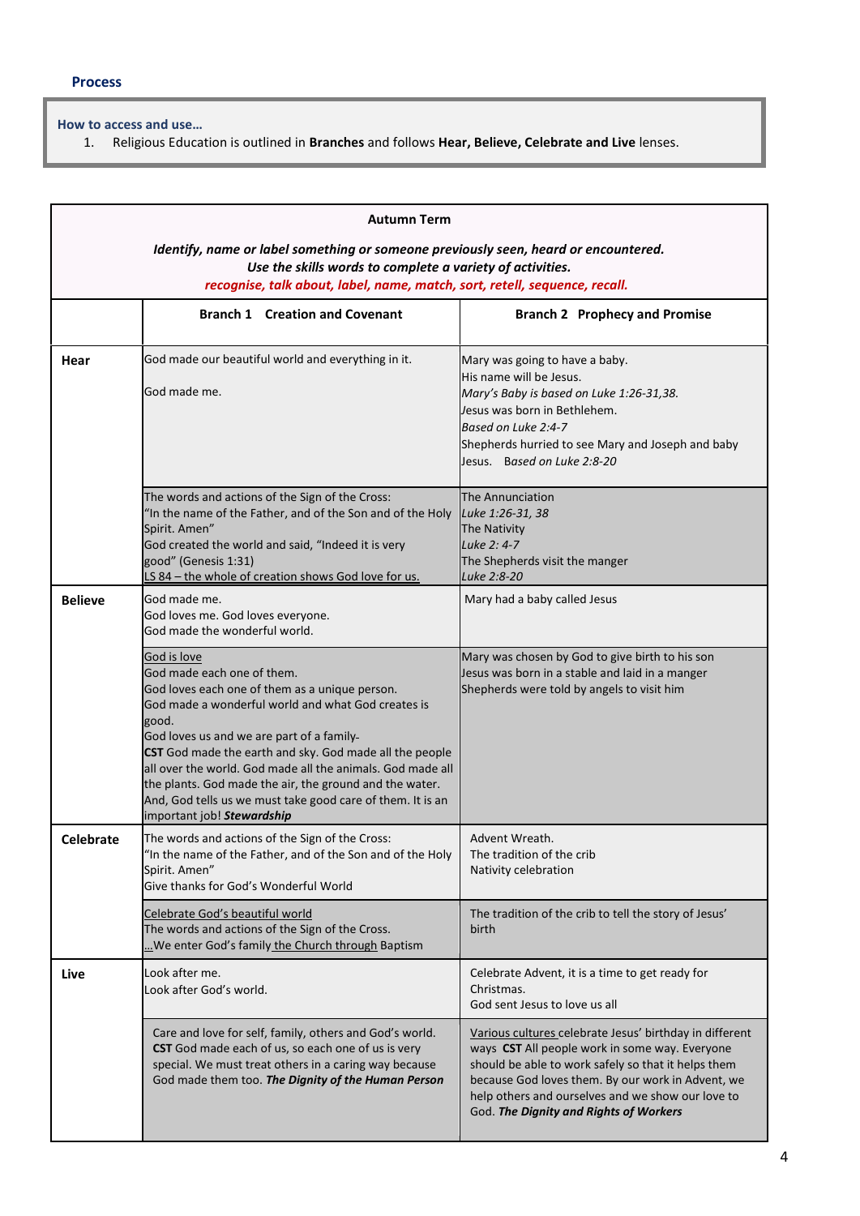### Process

**How to access and use…**

1. Religious Education is outlined in **Branches** and follows **Hear, Believe, Celebrate and Live** lenses.

| **Autumn Term**<br>***Identify, name or label something or someone previously seen, heard or encountered.***<br>***Use the skills words to complete a variety of activities.***<br>***recognise, talk about, label, name, match, sort, retell, sequence, recall.*** | | |
|---|---|---|
| | **Branch 1 Creation and Covenant** | **Branch 2 Prophecy and Promise** |
| **Hear** | God made our beautiful world and everything in it.<br><br>God made me. | Mary was going to have a baby.<br>His name will be Jesus.<br>*Mary's Baby is based on Luke 1:26-31,38.*<br>Jesus was born in Bethlehem.<br>*Based on Luke 2:4-7*<br>Shepherds hurried to see Mary and Joseph and baby Jesus. *Based on Luke 2:8-20* |
| | The words and actions of the Sign of the Cross:<br>"In the name of the Father, and of the Son and of the Holy Spirit. Amen"<br>God created the world and said, "Indeed it is very good" (Genesis 1:31)<br>LS 84 – the whole of creation shows God love for us. | The Annunciation<br>*Luke 1:26-31, 38*<br>The Nativity<br>*Luke 2: 4-7*<br>The Shepherds visit the manger<br>*Luke 2:8-20* |
| **Believe** | God made me.<br>God loves me. God loves everyone.<br>God made the wonderful world. | Mary had a baby called Jesus |
| | God is love<br>God made each one of them.<br>God loves each one of them as a unique person.<br>God made a wonderful world and what God creates is good.<br>God loves us and we are part of a family.<br>**CST** God made the earth and sky. God made all the people all over the world. God made all the animals. God made all the plants. God made the air, the ground and the water. And, God tells us we must take good care of them. It is an important job! ***Stewardship*** | Mary was chosen by God to give birth to his son<br>Jesus was born in a stable and laid in a manger<br>Shepherds were told by angels to visit him |
| **Celebrate** | The words and actions of the Sign of the Cross:<br>"In the name of the Father, and of the Son and of the Holy Spirit. Amen"<br>Give thanks for God's Wonderful World | Advent Wreath.<br>The tradition of the crib<br>Nativity celebration |
| | Celebrate God's beautiful world<br>The words and actions of the Sign of the Cross.<br>…We enter God's family the Church through Baptism | The tradition of the crib to tell the story of Jesus' birth |
| **Live** | Look after me.<br>Look after God's world. | Celebrate Advent, it is a time to get ready for Christmas.<br>God sent Jesus to love us all |
| | Care and love for self, family, others and God's world.<br>**CST** God made each of us, so each one of us is very special. We must treat others in a caring way because God made them too. ***The Dignity of the Human Person*** | Various cultures celebrate Jesus' birthday in different ways **CST** All people work in some way. Everyone should be able to work safely so that it helps them because God loves them. By our work in Advent, we help others and ourselves and we show our love to God. ***The Dignity and Rights of Workers*** |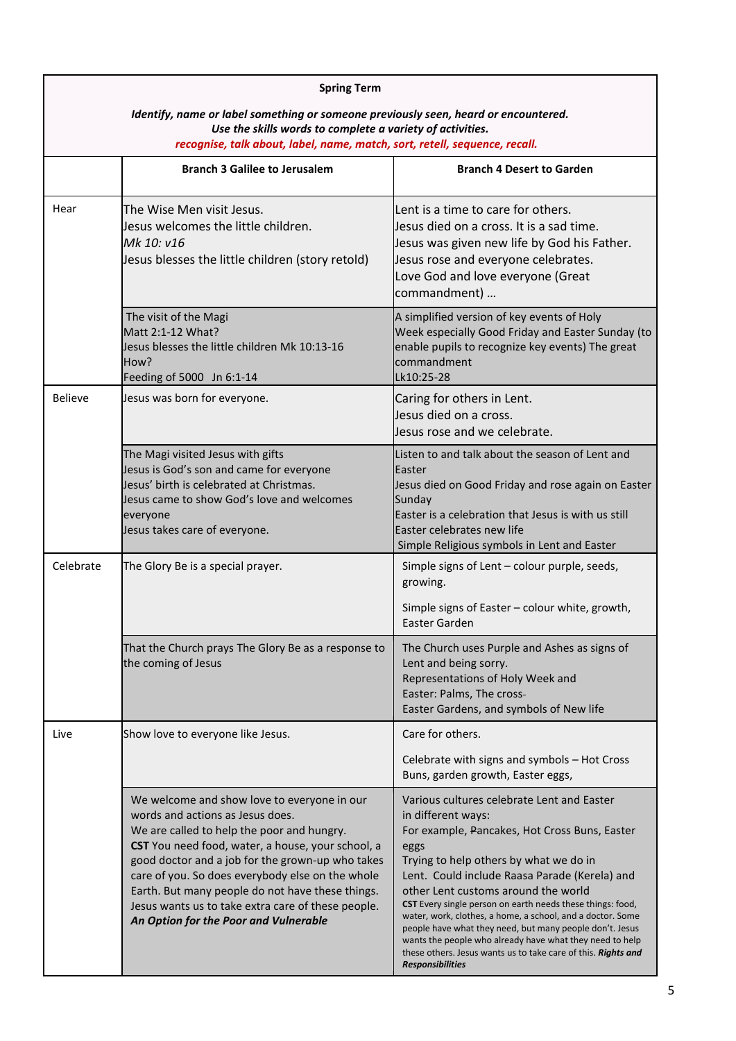| **Spring Term**<br><br>***Identify, name or label something or someone previously seen, heard or encountered.***<br>***Use the skills words to complete a variety of activities.***<br>***recognise, talk about, label, name, match, sort, retell, sequence, recall.*** | | |
|---|---|---|
| | **Branch 3 Galilee to Jerusalem** | **Branch 4 Desert to Garden** |
| Hear | The Wise Men visit Jesus.<br>Jesus welcomes the little children.<br>*Mk 10: v16*<br>Jesus blesses the little children (story retold) | Lent is a time to care for others.<br>Jesus died on a cross. It is a sad time.<br>Jesus was given new life by God his Father.<br>Jesus rose and everyone celebrates.<br>Love God and love everyone (Great commandment) … |
| | The visit of the Magi<br>Matt 2:1-12 What?<br>Jesus blesses the little children Mk 10:13-16<br>How?<br>Feeding of 5000 Jn 6:1-14 | A simplified version of key events of Holy Week especially Good Friday and Easter Sunday (to enable pupils to recognize key events) The great commandment<br>Lk10:25-28 |
| Believe | Jesus was born for everyone. | Caring for others in Lent.<br>Jesus died on a cross.<br>Jesus rose and we celebrate. |
| | The Magi visited Jesus with gifts<br>Jesus is God's son and came for everyone<br>Jesus' birth is celebrated at Christmas.<br>Jesus came to show God's love and welcomes everyone<br>Jesus takes care of everyone. | Listen to and talk about the season of Lent and Easter<br>Jesus died on Good Friday and rose again on Easter Sunday<br>Easter is a celebration that Jesus is with us still<br>Easter celebrates new life<br>Simple Religious symbols in Lent and Easter |
| Celebrate | The Glory Be is a special prayer. | Simple signs of Lent – colour purple, seeds, growing.<br><br>Simple signs of Easter – colour white, growth, Easter Garden |
| | That the Church prays The Glory Be as a response to the coming of Jesus | The Church uses Purple and Ashes as signs of Lent and being sorry.<br>Representations of Holy Week and Easter: Palms, The cross-<br>Easter Gardens, and symbols of New life |
| Live | Show love to everyone like Jesus. | Care for others.<br><br>Celebrate with signs and symbols – Hot Cross Buns, garden growth, Easter eggs, |
| | We welcome and show love to everyone in our words and actions as Jesus does.<br>We are called to help the poor and hungry.<br>**CST** You need food, water, a house, your school, a good doctor and a job for the grown-up who takes care of you. So does everybody else on the whole Earth. But many people do not have these things. Jesus wants us to take extra care of these people.<br>***An Option for the Poor and Vulnerable*** | Various cultures celebrate Lent and Easter in different ways:<br>For example, Pancakes, Hot Cross Buns, Easter eggs<br>Trying to help others by what we do in Lent. Could include Raasa Parade (Kerela) and other Lent customs around the world<br>**CST** Every single person on earth needs these things: food, water, work, clothes, a home, a school, and a doctor. Some people have what they need, but many people don't. Jesus wants the people who already have what they need to help these others. Jesus wants us to take care of this. ***Rights and Responsibilities*** |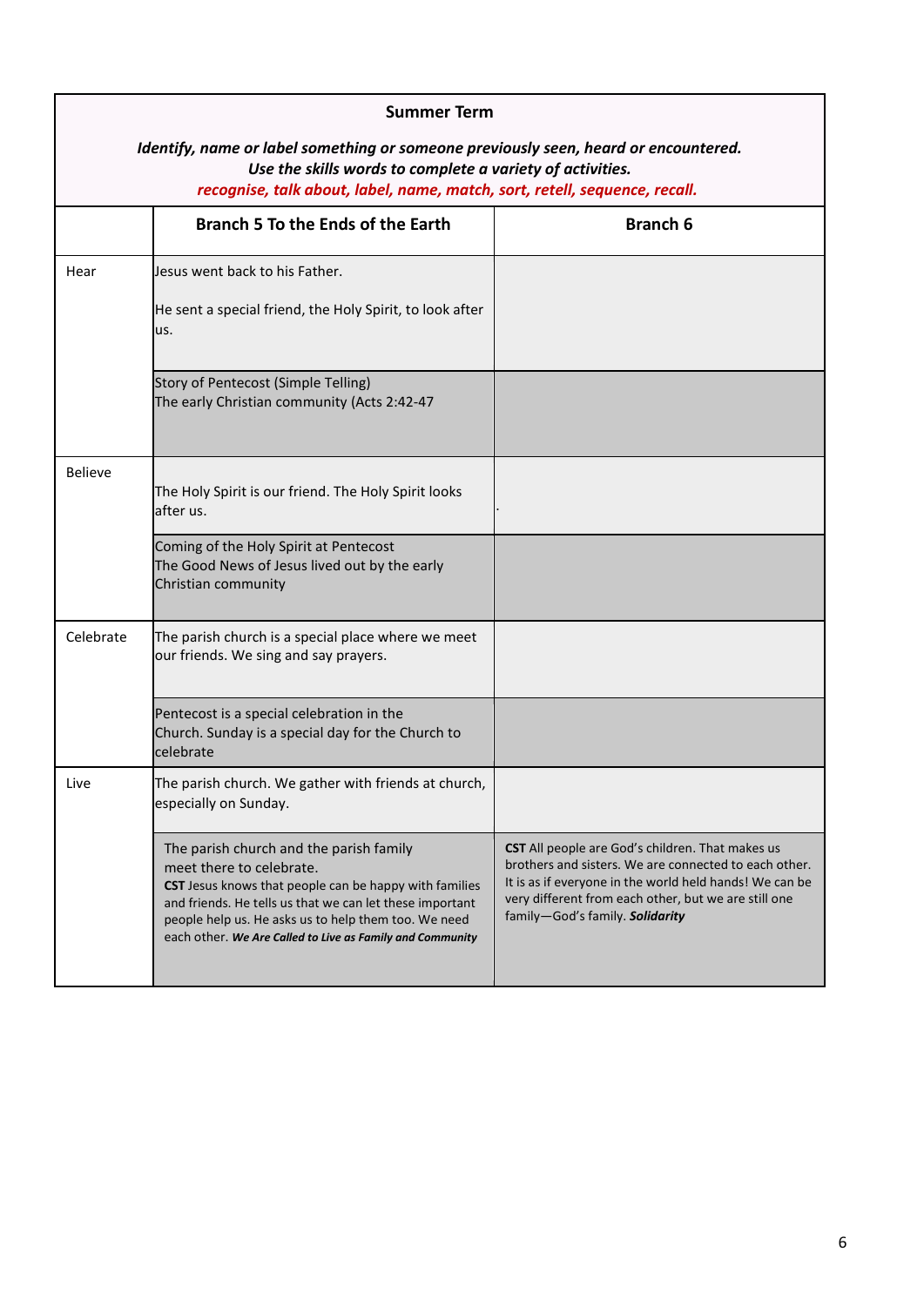| **Summer Term**<br>***Identify, name or label something or someone previously seen, heard or encountered.***<br>***Use the skills words to complete a variety of activities.***<br>***recognise, talk about, label, name, match, sort, retell, sequence, recall.*** | | |
|---|---|---|
| | **Branch 5 To the Ends of the Earth** | **Branch 6** |
| Hear | Jesus went back to his Father.<br><br>He sent a special friend, the Holy Spirit, to look after us. | |
| | Story of Pentecost (Simple Telling)<br>The early Christian community (Acts 2:42-47 | |
| Believe | The Holy Spirit is our friend. The Holy Spirit looks after us. | . |
| | Coming of the Holy Spirit at Pentecost<br>The Good News of Jesus lived out by the early Christian community | |
| Celebrate | The parish church is a special place where we meet our friends. We sing and say prayers. | |
| | Pentecost is a special celebration in the Church. Sunday is a special day for the Church to celebrate | |
| Live | The parish church. We gather with friends at church, especially on Sunday. | |
| | The parish church and the parish family meet there to celebrate.<br>**CST** Jesus knows that people can be happy with families and friends. He tells us that we can let these important people help us. He asks us to help them too. We need each other. ***We Are Called to Live as Family and Community*** | **CST** All people are God's children. That makes us brothers and sisters. We are connected to each other. It is as if everyone in the world held hands! We can be very different from each other, but we are still one family—God's family. ***Solidarity*** |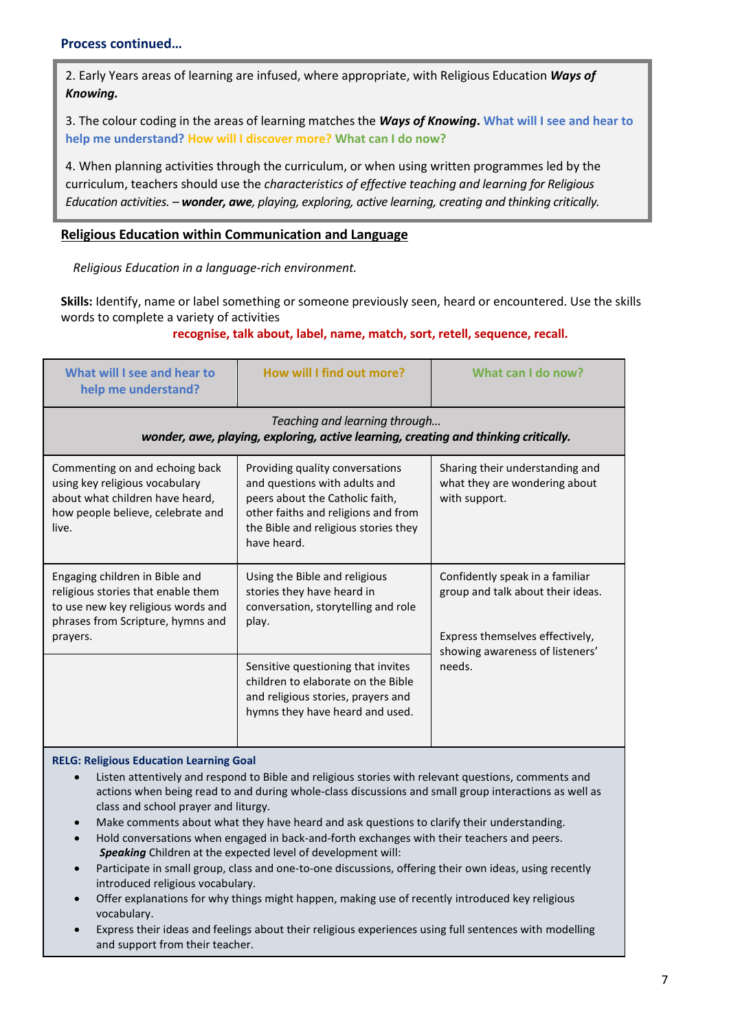**Process continued…**

2. Early Years areas of learning are infused, where appropriate, with Religious Education ***Ways of Knowing.***

3. The colour coding in the areas of learning matches the ***Ways of Knowing*****.** **What will I see and hear to help me understand? How will I discover more? What can I do now?**

4. When planning activities through the curriculum, or when using written programmes led by the curriculum, teachers should use the *characteristics of effective teaching and learning for Religious Education activities. –* ***wonder, awe****, playing, exploring, active learning, creating and thinking critically.*

## Religious Education within Communication and Language

*Religious Education in a language-rich environment.*

**Skills:** Identify, name or label something or someone previously seen, heard or encountered. Use the skills words to complete a variety of activities

**recognise, talk about, label, name, match, sort, retell, sequence, recall.**

| What will I see and hear to help me understand? | How will I find out more? | What can I do now? |
|---|---|---|
| *Teaching and learning through…* ***wonder, awe, playing, exploring, active learning, creating and thinking critically.*** | | |
| Commenting on and echoing back using key religious vocabulary about what children have heard, how people believe, celebrate and live. | Providing quality conversations and questions with adults and peers about the Catholic faith, other faiths and religions and from the Bible and religious stories they have heard. | Sharing their understanding and what they are wondering about with support. |
| Engaging children in Bible and religious stories that enable them to use new key religious words and phrases from Scripture, hymns and prayers. | Using the Bible and religious stories they have heard in conversation, storytelling and role play. | Confidently speak in a familiar group and talk about their ideas.<br><br>Express themselves effectively, showing awareness of listeners' needs. |
| | Sensitive questioning that invites children to elaborate on the Bible and religious stories, prayers and hymns they have heard and used. | |

**RELG: Religious Education Learning Goal**

- Listen attentively and respond to Bible and religious stories with relevant questions, comments and actions when being read to and during whole-class discussions and small group interactions as well as class and school prayer and liturgy.
- Make comments about what they have heard and ask questions to clarify their understanding.
- Hold conversations when engaged in back-and-forth exchanges with their teachers and peers.

***Speaking*** Children at the expected level of development will:

- Participate in small group, class and one-to-one discussions, offering their own ideas, using recently introduced religious vocabulary.
- Offer explanations for why things might happen, making use of recently introduced key religious vocabulary.
- Express their ideas and feelings about their religious experiences using full sentences with modelling and support from their teacher.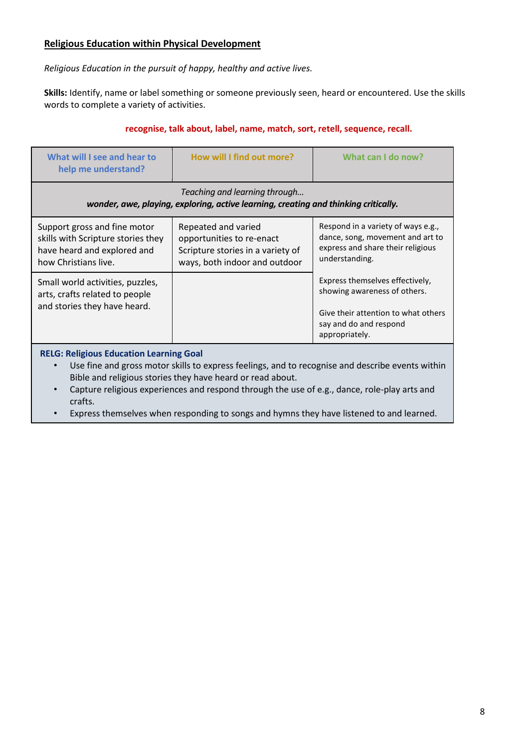## Religious Education within Physical Development

*Religious Education in the pursuit of happy, healthy and active lives.*

**Skills:** Identify, name or label something or someone previously seen, heard or encountered. Use the skills words to complete a variety of activities.

**recognise, talk about, label, name, match, sort, retell, sequence, recall.**

| What will I see and hear to help me understand? | How will I find out more? | What can I do now? |
|---|---|---|
| *Teaching and learning through…* ***wonder, awe, playing, exploring, active learning, creating and thinking critically.*** | | |
| Support gross and fine motor skills with Scripture stories they have heard and explored and how Christians live. | Repeated and varied opportunities to re-enact Scripture stories in a variety of ways, both indoor and outdoor | Respond in a variety of ways e.g., dance, song, movement and art to express and share their religious understanding. |
| Small world activities, puzzles, arts, crafts related to people and stories they have heard. | | Express themselves effectively, showing awareness of others. Give their attention to what others say and do and respond appropriately. |

**RELG: Religious Education Learning Goal**

- Use fine and gross motor skills to express feelings, and to recognise and describe events within Bible and religious stories they have heard or read about.
- Capture religious experiences and respond through the use of e.g., dance, role-play arts and crafts.
- Express themselves when responding to songs and hymns they have listened to and learned.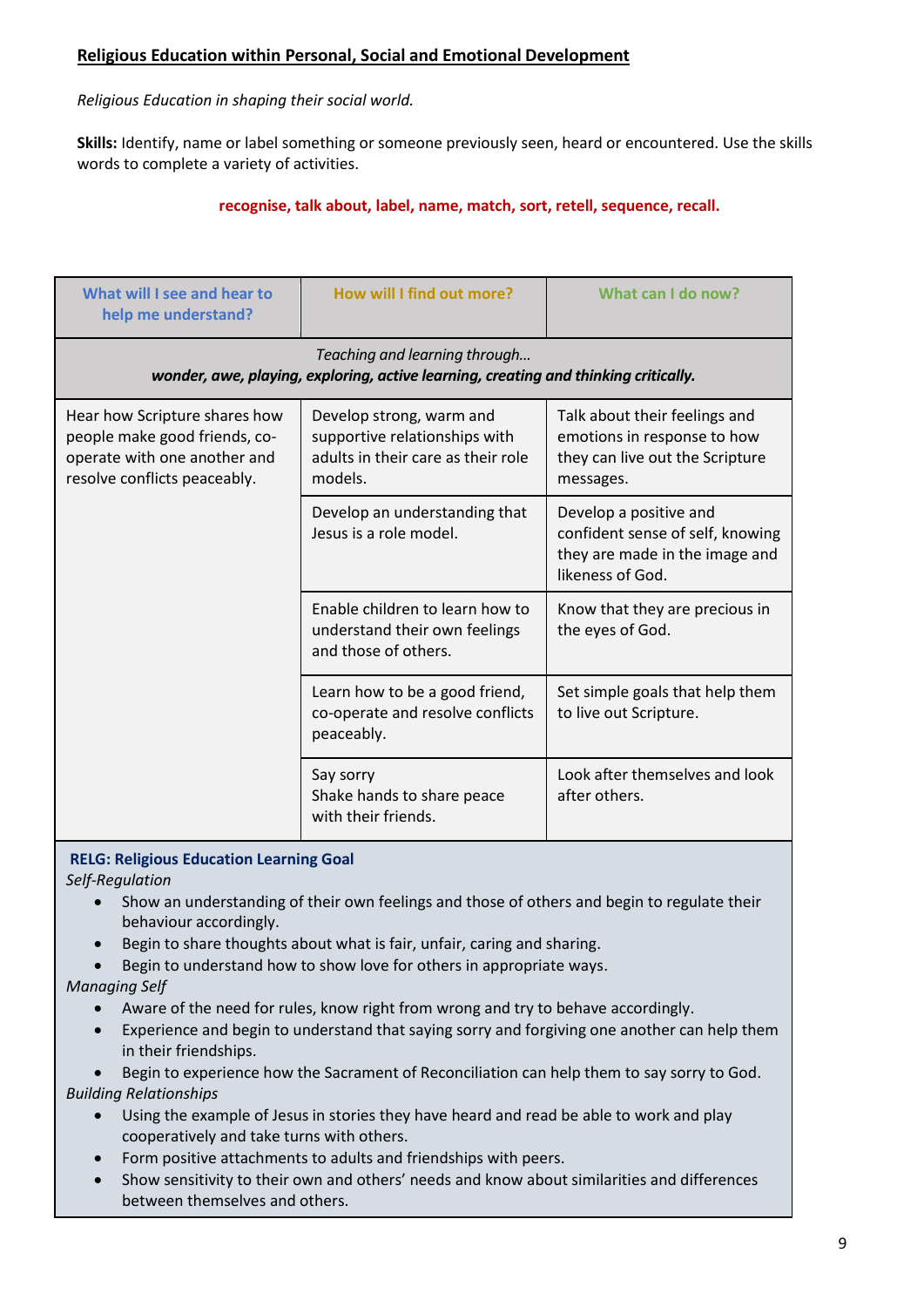## Religious Education within Personal, Social and Emotional Development

*Religious Education in shaping their social world.*

**Skills:** Identify, name or label something or someone previously seen, heard or encountered. Use the skills words to complete a variety of activities.

**recognise, talk about, label, name, match, sort, retell, sequence, recall.**

| What will I see and hear to help me understand? | How will I find out more? | What can I do now? |
|---|---|---|
| *Teaching and learning through...* ***wonder, awe, playing, exploring, active learning, creating and thinking critically.*** | | |
| Hear how Scripture shares how people make good friends, co-operate with one another and resolve conflicts peaceably. | Develop strong, warm and supportive relationships with adults in their care as their role models. | Talk about their feelings and emotions in response to how they can live out the Scripture messages. |
| | Develop an understanding that Jesus is a role model. | Develop a positive and confident sense of self, knowing they are made in the image and likeness of God. |
| | Enable children to learn how to understand their own feelings and those of others. | Know that they are precious in the eyes of God. |
| | Learn how to be a good friend, co-operate and resolve conflicts peaceably. | Set simple goals that help them to live out Scripture. |
| | Say sorry<br>Shake hands to share peace with their friends. | Look after themselves and look after others. |

**RELG: Religious Education Learning Goal**

*Self-Regulation*

- Show an understanding of their own feelings and those of others and begin to regulate their behaviour accordingly.
- Begin to share thoughts about what is fair, unfair, caring and sharing.
- Begin to understand how to show love for others in appropriate ways.

*Managing Self*

- Aware of the need for rules, know right from wrong and try to behave accordingly.
- Experience and begin to understand that saying sorry and forgiving one another can help them in their friendships.
- Begin to experience how the Sacrament of Reconciliation can help them to say sorry to God.

*Building Relationships*

- Using the example of Jesus in stories they have heard and read be able to work and play cooperatively and take turns with others.
- Form positive attachments to adults and friendships with peers.
- Show sensitivity to their own and others' needs and know about similarities and differences between themselves and others.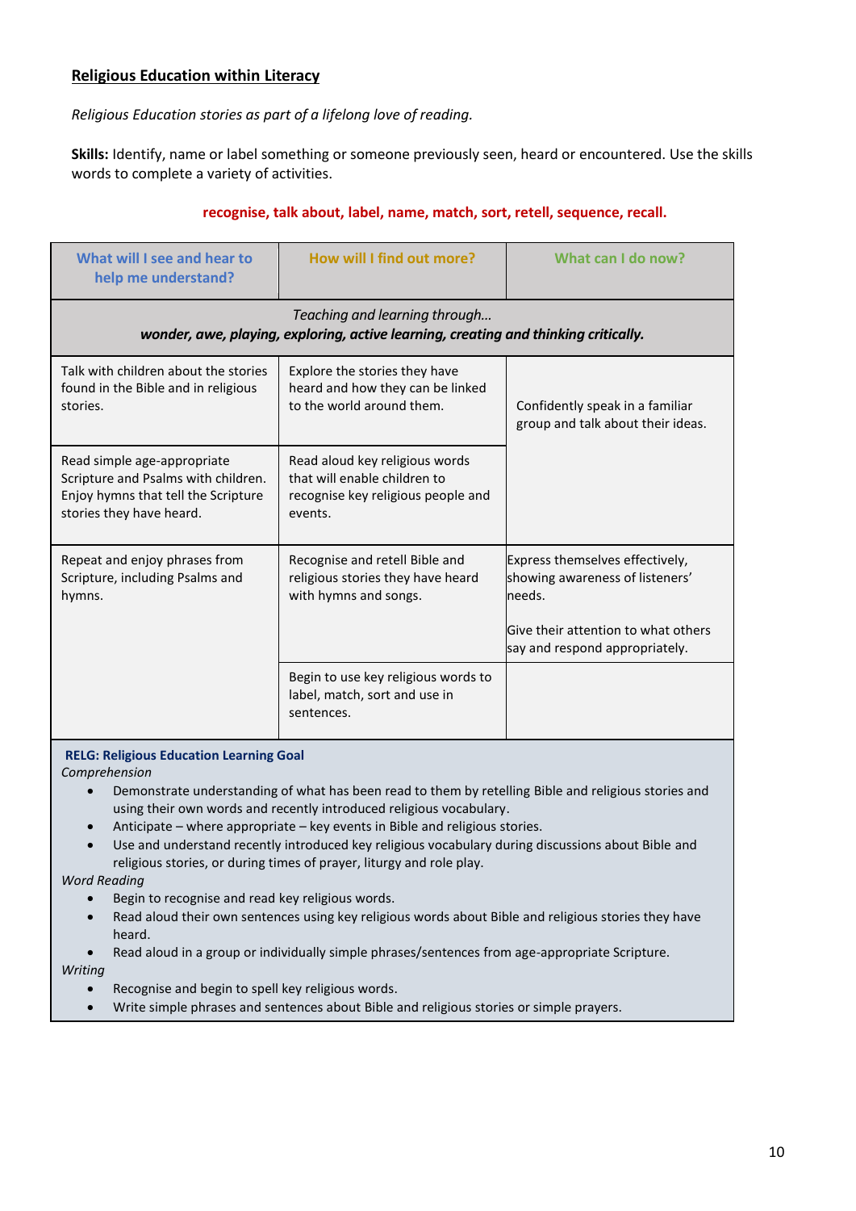**Religious Education within Literacy**

*Religious Education stories as part of a lifelong love of reading.*

**Skills:** Identify, name or label something or someone previously seen, heard or encountered. Use the skills words to complete a variety of activities.

**recognise, talk about, label, name, match, sort, retell, sequence, recall.**

| What will I see and hear to help me understand? | How will I find out more? | What can I do now? |
|---|---|---|
| *Teaching and learning through…* ***wonder, awe, playing, exploring, active learning, creating and thinking critically.*** | | |
| Talk with children about the stories found in the Bible and in religious stories. | Explore the stories they have heard and how they can be linked to the world around them. | Confidently speak in a familiar group and talk about their ideas. |
| Read simple age-appropriate Scripture and Psalms with children. Enjoy hymns that tell the Scripture stories they have heard. | Read aloud key religious words that will enable children to recognise key religious people and events. | |
| Repeat and enjoy phrases from Scripture, including Psalms and hymns. | Recognise and retell Bible and religious stories they have heard with hymns and songs. | Express themselves effectively, showing awareness of listeners' needs.<br><br>Give their attention to what others say and respond appropriately. |
| | Begin to use key religious words to label, match, sort and use in sentences. | |

**RELG: Religious Education Learning Goal**

*Comprehension*

- Demonstrate understanding of what has been read to them by retelling Bible and religious stories and using their own words and recently introduced religious vocabulary.
- Anticipate – where appropriate – key events in Bible and religious stories.
- Use and understand recently introduced key religious vocabulary during discussions about Bible and religious stories, or during times of prayer, liturgy and role play.

*Word Reading*

- Begin to recognise and read key religious words.
- Read aloud their own sentences using key religious words about Bible and religious stories they have heard.
- Read aloud in a group or individually simple phrases/sentences from age-appropriate Scripture.

*Writing*

- Recognise and begin to spell key religious words.
- Write simple phrases and sentences about Bible and religious stories or simple prayers.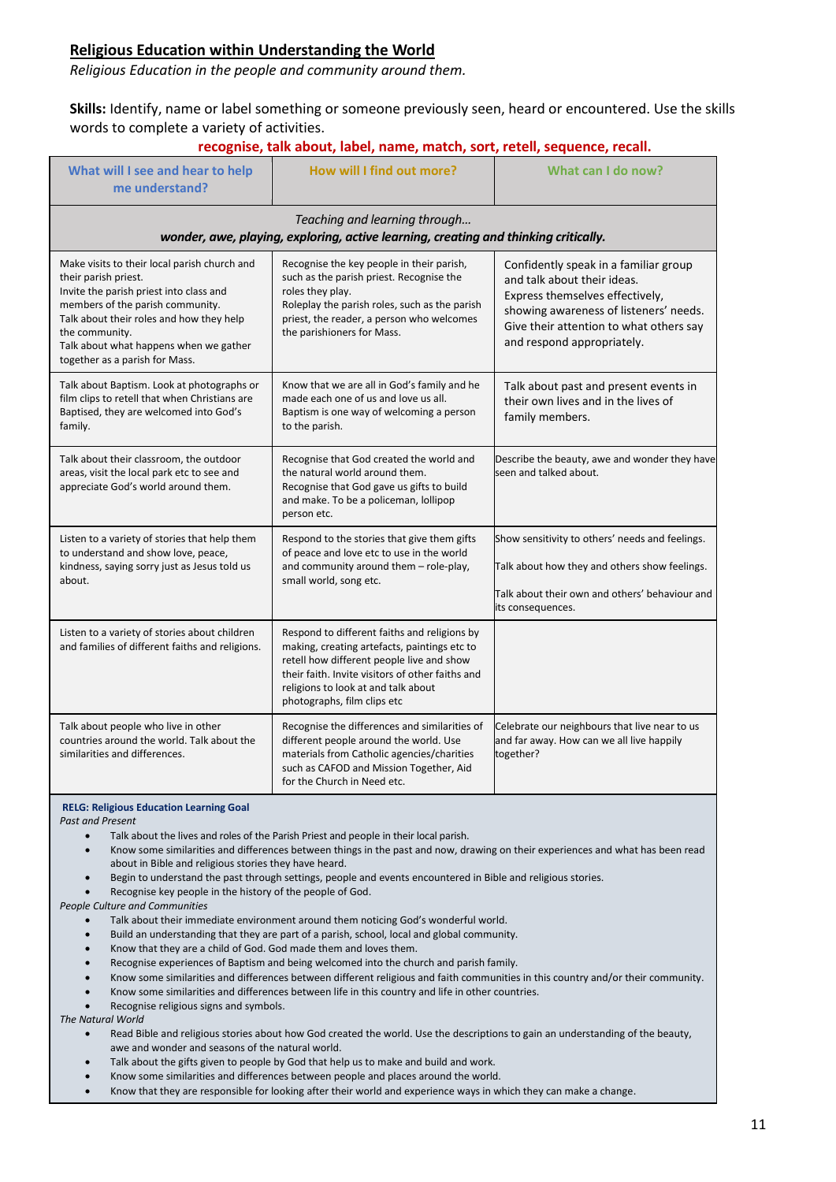## Religious Education within Understanding the World

*Religious Education in the people and community around them.*

**Skills:** Identify, name or label something or someone previously seen, heard or encountered. Use the skills words to complete a variety of activities.

**recognise, talk about, label, name, match, sort, retell, sequence, recall.**

| What will I see and hear to help me understand? | How will I find out more? | What can I do now? |
|---|---|---|
| *Teaching and learning through…* ***wonder, awe, playing, exploring, active learning, creating and thinking critically.*** | | |
| Make visits to their local parish church and their parish priest. Invite the parish priest into class and members of the parish community. Talk about their roles and how they help the community. Talk about what happens when we gather together as a parish for Mass. | Recognise the key people in their parish, such as the parish priest. Recognise the roles they play. Roleplay the parish roles, such as the parish priest, the reader, a person who welcomes the parishioners for Mass. | Confidently speak in a familiar group and talk about their ideas. Express themselves effectively, showing awareness of listeners' needs. Give their attention to what others say and respond appropriately. |
| Talk about Baptism. Look at photographs or film clips to retell that when Christians are Baptised, they are welcomed into God's family. | Know that we are all in God's family and he made each one of us and love us all. Baptism is one way of welcoming a person to the parish. | Talk about past and present events in their own lives and in the lives of family members. |
| Talk about their classroom, the outdoor areas, visit the local park etc to see and appreciate God's world around them. | Recognise that God created the world and the natural world around them. Recognise that God gave us gifts to build and make. To be a policeman, lollipop person etc. | Describe the beauty, awe and wonder they have seen and talked about. |
| Listen to a variety of stories that help them to understand and show love, peace, kindness, saying sorry just as Jesus told us about. | Respond to the stories that give them gifts of peace and love etc to use in the world and community around them – role-play, small world, song etc. | Show sensitivity to others' needs and feelings. Talk about how they and others show feelings. Talk about their own and others' behaviour and its consequences. |
| Listen to a variety of stories about children and families of different faiths and religions. | Respond to different faiths and religions by making, creating artefacts, paintings etc to retell how different people live and show their faith. Invite visitors of other faiths and religions to look at and talk about photographs, film clips etc | |
| Talk about people who live in other countries around the world. Talk about the similarities and differences. | Recognise the differences and similarities of different people around the world. Use materials from Catholic agencies/charities such as CAFOD and Mission Together, Aid for the Church in Need etc. | Celebrate our neighbours that live near to us and far away. How can we all live happily together? |

**RELG: Religious Education Learning Goal**

*Past and Present*

- Talk about the lives and roles of the Parish Priest and people in their local parish.
- Know some similarities and differences between things in the past and now, drawing on their experiences and what has been read about in Bible and religious stories they have heard.
- Begin to understand the past through settings, people and events encountered in Bible and religious stories.
- Recognise key people in the history of the people of God.

*People Culture and Communities*

- Talk about their immediate environment around them noticing God's wonderful world.
- Build an understanding that they are part of a parish, school, local and global community.
- Know that they are a child of God. God made them and loves them.
- Recognise experiences of Baptism and being welcomed into the church and parish family.
- Know some similarities and differences between different religious and faith communities in this country and/or their community.
- Know some similarities and differences between life in this country and life in other countries.
- Recognise religious signs and symbols.

*The Natural World*

- Read Bible and religious stories about how God created the world. Use the descriptions to gain an understanding of the beauty, awe and wonder and seasons of the natural world.
- Talk about the gifts given to people by God that help us to make and build and work.
- Know some similarities and differences between people and places around the world.
- Know that they are responsible for looking after their world and experience ways in which they can make a change.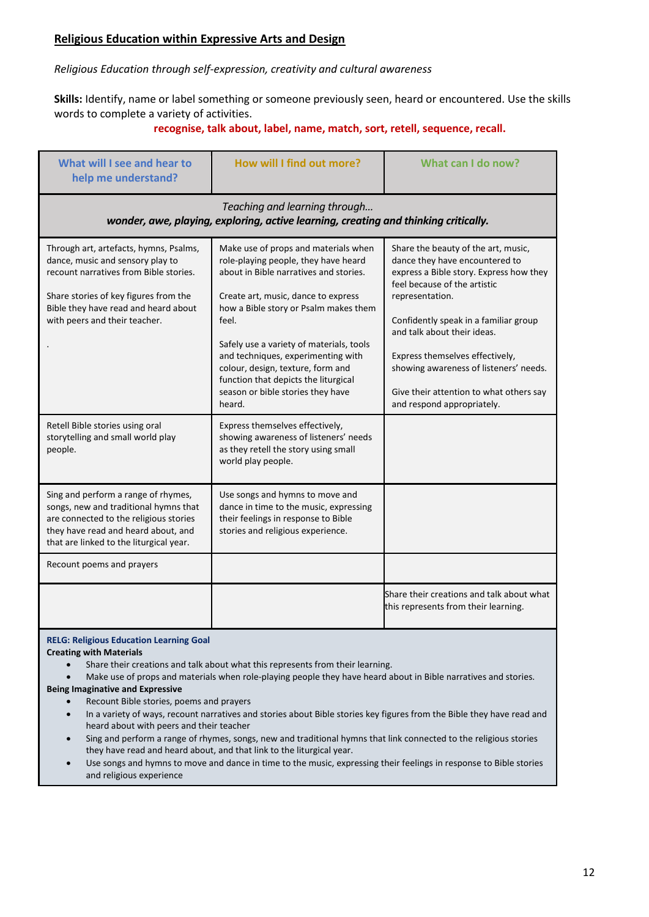## **Religious Education within Expressive Arts and Design**

*Religious Education through self-expression, creativity and cultural awareness*

**Skills:** Identify, name or label something or someone previously seen, heard or encountered. Use the skills words to complete a variety of activities.

**recognise, talk about, label, name, match, sort, retell, sequence, recall.**

| What will I see and hear to help me understand? | How will I find out more? | What can I do now? |
|---|---|---|
| *Teaching and learning through…* ***wonder, awe, playing, exploring, active learning, creating and thinking critically.*** | | |
| Through art, artefacts, hymns, Psalms, dance, music and sensory play to recount narratives from Bible stories.<br><br>Share stories of key figures from the Bible they have read and heard about with peers and their teacher.<br><br>. | Make use of props and materials when role-playing people, they have heard about in Bible narratives and stories.<br><br>Create art, music, dance to express how a Bible story or Psalm makes them feel.<br><br>Safely use a variety of materials, tools and techniques, experimenting with colour, design, texture, form and function that depicts the liturgical season or bible stories they have heard. | Share the beauty of the art, music, dance they have encountered to express a Bible story. Express how they feel because of the artistic representation.<br><br>Confidently speak in a familiar group and talk about their ideas.<br><br>Express themselves effectively, showing awareness of listeners' needs.<br><br>Give their attention to what others say and respond appropriately. |
| Retell Bible stories using oral storytelling and small world play people. | Express themselves effectively, showing awareness of listeners' needs as they retell the story using small world play people. | |
| Sing and perform a range of rhymes, songs, new and traditional hymns that are connected to the religious stories they have read and heard about, and that are linked to the liturgical year. | Use songs and hymns to move and dance in time to the music, expressing their feelings in response to Bible stories and religious experience. | |
| Recount poems and prayers | | |
| | | Share their creations and talk about what this represents from their learning. |

**RELG: Religious Education Learning Goal**

**Creating with Materials**

- Share their creations and talk about what this represents from their learning.
- Make use of props and materials when role-playing people they have heard about in Bible narratives and stories.

**Being Imaginative and Expressive**

- Recount Bible stories, poems and prayers
- In a variety of ways, recount narratives and stories about Bible stories key figures from the Bible they have read and heard about with peers and their teacher
- Sing and perform a range of rhymes, songs, new and traditional hymns that link connected to the religious stories they have read and heard about, and that link to the liturgical year.
- Use songs and hymns to move and dance in time to the music, expressing their feelings in response to Bible stories and religious experience